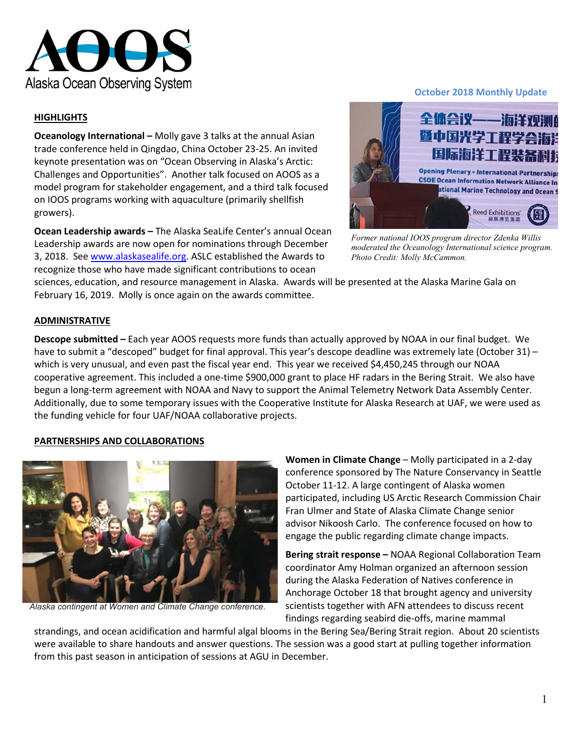# AOOS

Alaska Ocean Observing System

October 2018 Monthly Update

## HIGHLIGHTS

**Oceanology International –** Molly gave 3 talks at the annual Asian trade conference held in Qingdao, China October 23-25. An invited keynote presentation was on "Ocean Observing in Alaska's Arctic: Challenges and Opportunities". Another talk focused on AOOS as a model program for stakeholder engagement, and a third talk focused on IOOS programs working with aquaculture (primarily shellfish growers).

*Former national IOOS program director Zdenka Willis moderated the Oceanology International science program. Photo Credit: Molly McCammon.*

**Ocean Leadership awards –** The Alaska SeaLife Center's annual Ocean Leadership awards are now open for nominations through December 3, 2018. See www.alaskasealife.org. ASLC established the Awards to recognize those who have made significant contributions to ocean sciences, education, and resource management in Alaska. Awards will be presented at the Alaska Marine Gala on February 16, 2019. Molly is once again on the awards committee.

## ADMINISTRATIVE

**Descope submitted –** Each year AOOS requests more funds than actually approved by NOAA in our final budget. We have to submit a "descoped" budget for final approval. This year's descope deadline was extremely late (October 31) – which is very unusual, and even past the fiscal year end. This year we received $4,450,245 through our NOAA cooperative agreement. This included a one-time $900,000 grant to place HF radars in the Bering Strait. We also have begun a long-term agreement with NOAA and Navy to support the Animal Telemetry Network Data Assembly Center. Additionally, due to some temporary issues with the Cooperative Institute for Alaska Research at UAF, we were used as the funding vehicle for four UAF/NOAA collaborative projects.

## PARTNERSHIPS AND COLLABORATIONS

*Alaska contingent at Women and Climate Change conference.*

**Women in Climate Change** – Molly participated in a 2-day conference sponsored by The Nature Conservancy in Seattle October 11-12. A large contingent of Alaska women participated, including US Arctic Research Commission Chair Fran Ulmer and State of Alaska Climate Change senior advisor Nikoosh Carlo. The conference focused on how to engage the public regarding climate change impacts.

**Bering strait response –** NOAA Regional Collaboration Team coordinator Amy Holman organized an afternoon session during the Alaska Federation of Natives conference in Anchorage October 18 that brought agency and university scientists together with AFN attendees to discuss recent findings regarding seabird die-offs, marine mammal strandings, and ocean acidification and harmful algal blooms in the Bering Sea/Bering Strait region. About 20 scientists were available to share handouts and answer questions. The session was a good start at pulling together information from this past season in anticipation of sessions at AGU in December.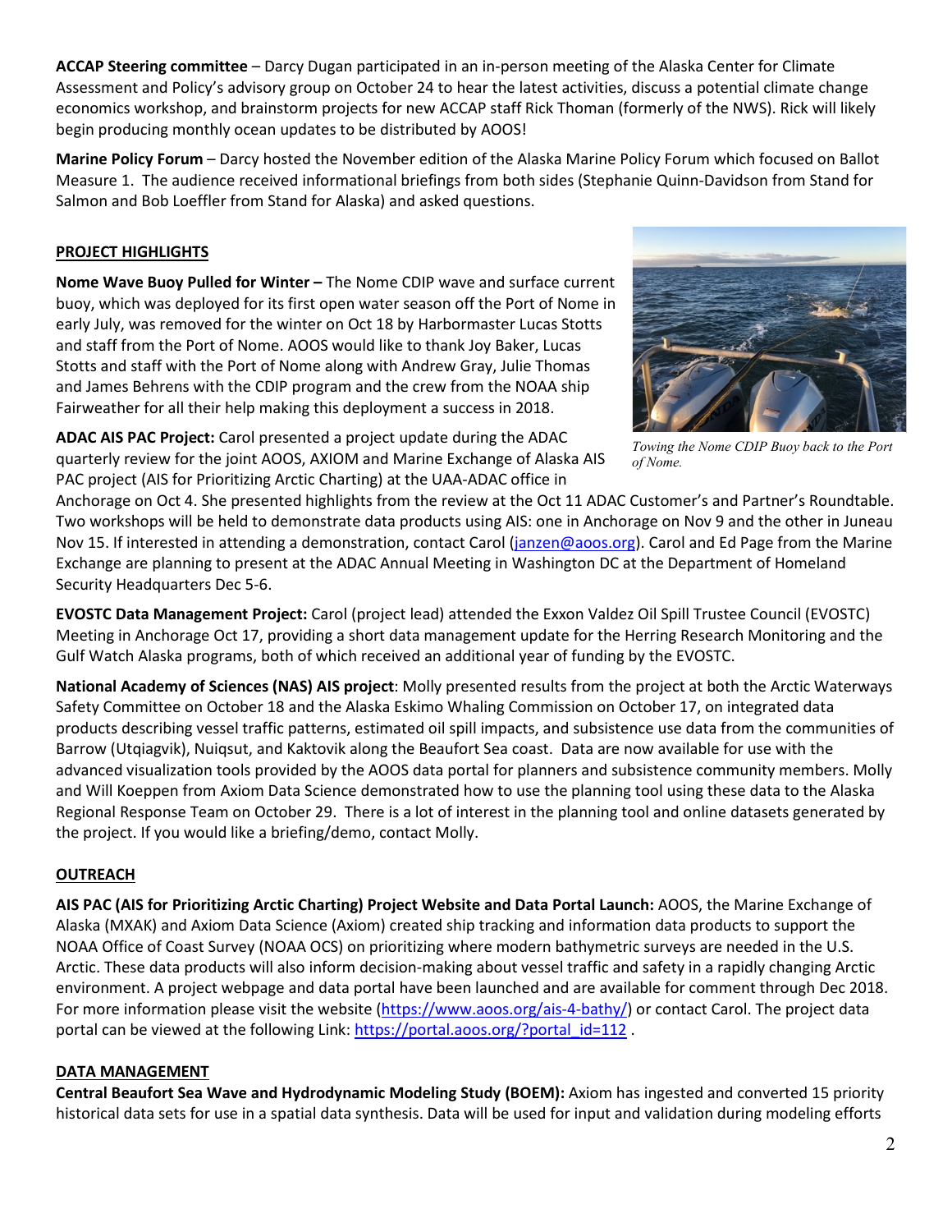**ACCAP Steering committee** – Darcy Dugan participated in an in-person meeting of the Alaska Center for Climate Assessment and Policy's advisory group on October 24 to hear the latest activities, discuss a potential climate change economics workshop, and brainstorm projects for new ACCAP staff Rick Thoman (formerly of the NWS). Rick will likely begin producing monthly ocean updates to be distributed by AOOS!

**Marine Policy Forum** – Darcy hosted the November edition of the Alaska Marine Policy Forum which focused on Ballot Measure 1. The audience received informational briefings from both sides (Stephanie Quinn-Davidson from Stand for Salmon and Bob Loeffler from Stand for Alaska) and asked questions.

## PROJECT HIGHLIGHTS

**Nome Wave Buoy Pulled for Winter –** The Nome CDIP wave and surface current buoy, which was deployed for its first open water season off the Port of Nome in early July, was removed for the winter on Oct 18 by Harbormaster Lucas Stotts and staff from the Port of Nome. AOOS would like to thank Joy Baker, Lucas Stotts and staff with the Port of Nome along with Andrew Gray, Julie Thomas and James Behrens with the CDIP program and the crew from the NOAA ship Fairweather for all their help making this deployment a success in 2018.

*Towing the Nome CDIP Buoy back to the Port of Nome.*

**ADAC AIS PAC Project:** Carol presented a project update during the ADAC quarterly review for the joint AOOS, AXIOM and Marine Exchange of Alaska AIS PAC project (AIS for Prioritizing Arctic Charting) at the UAA-ADAC office in Anchorage on Oct 4. She presented highlights from the review at the Oct 11 ADAC Customer's and Partner's Roundtable. Two workshops will be held to demonstrate data products using AIS: one in Anchorage on Nov 9 and the other in Juneau Nov 15. If interested in attending a demonstration, contact Carol (janzen@aoos.org). Carol and Ed Page from the Marine Exchange are planning to present at the ADAC Annual Meeting in Washington DC at the Department of Homeland Security Headquarters Dec 5-6.

**EVOSTC Data Management Project:** Carol (project lead) attended the Exxon Valdez Oil Spill Trustee Council (EVOSTC) Meeting in Anchorage Oct 17, providing a short data management update for the Herring Research Monitoring and the Gulf Watch Alaska programs, both of which received an additional year of funding by the EVOSTC.

**National Academy of Sciences (NAS) AIS project**: Molly presented results from the project at both the Arctic Waterways Safety Committee on October 18 and the Alaska Eskimo Whaling Commission on October 17, on integrated data products describing vessel traffic patterns, estimated oil spill impacts, and subsistence use data from the communities of Barrow (Utqiagvik), Nuiqsut, and Kaktovik along the Beaufort Sea coast. Data are now available for use with the advanced visualization tools provided by the AOOS data portal for planners and subsistence community members. Molly and Will Koeppen from Axiom Data Science demonstrated how to use the planning tool using these data to the Alaska Regional Response Team on October 29. There is a lot of interest in the planning tool and online datasets generated by the project. If you would like a briefing/demo, contact Molly.

## OUTREACH

**AIS PAC (AIS for Prioritizing Arctic Charting) Project Website and Data Portal Launch:** AOOS, the Marine Exchange of Alaska (MXAK) and Axiom Data Science (Axiom) created ship tracking and information data products to support the NOAA Office of Coast Survey (NOAA OCS) on prioritizing where modern bathymetric surveys are needed in the U.S. Arctic. These data products will also inform decision-making about vessel traffic and safety in a rapidly changing Arctic environment. A project webpage and data portal have been launched and are available for comment through Dec 2018. For more information please visit the website (https://www.aoos.org/ais-4-bathy/) or contact Carol. The project data portal can be viewed at the following Link: https://portal.aoos.org/?portal_id=112 .

## DATA MANAGEMENT

**Central Beaufort Sea Wave and Hydrodynamic Modeling Study (BOEM):** Axiom has ingested and converted 15 priority historical data sets for use in a spatial data synthesis. Data will be used for input and validation during modeling efforts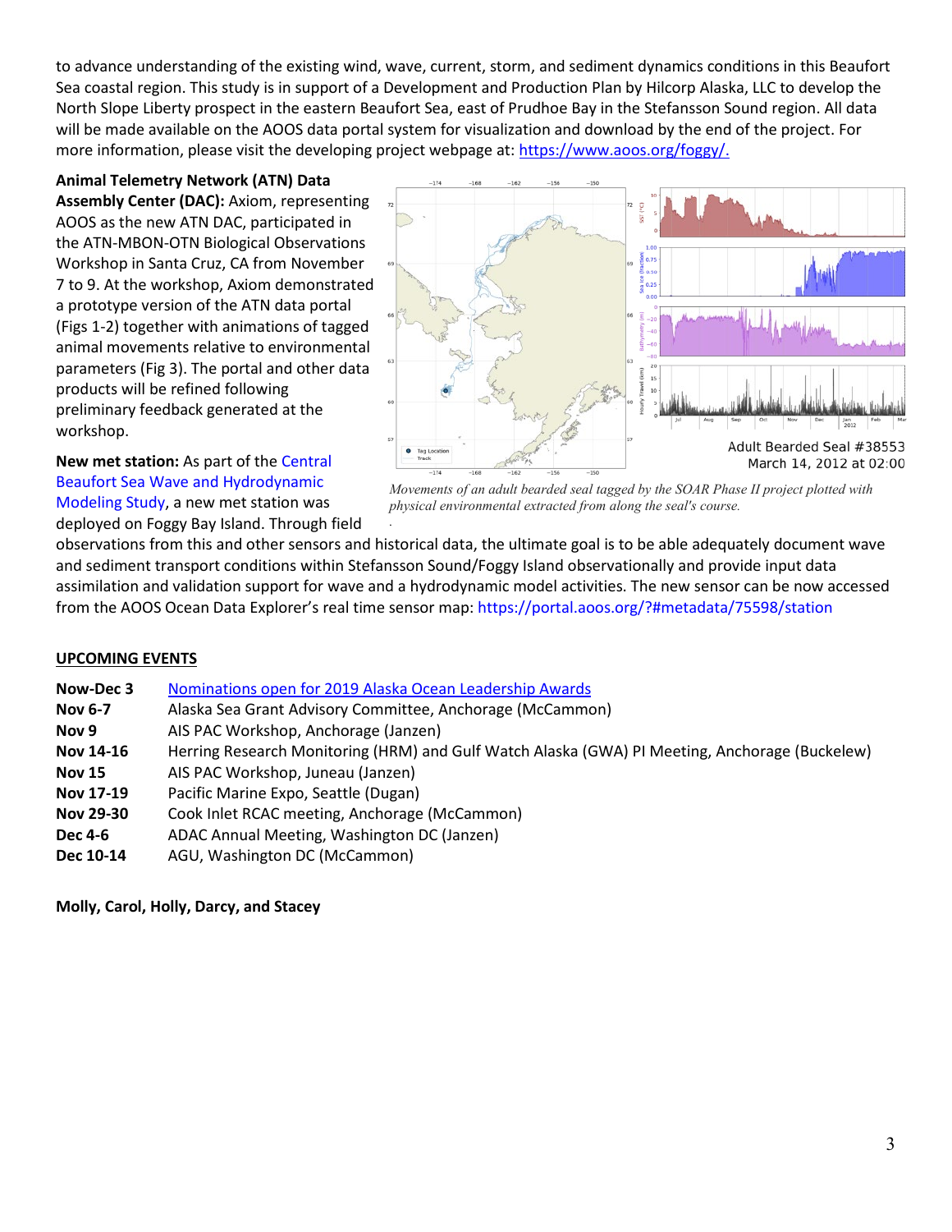to advance understanding of the existing wind, wave, current, storm, and sediment dynamics conditions in this Beaufort Sea coastal region. This study is in support of a Development and Production Plan by Hilcorp Alaska, LLC to develop the North Slope Liberty prospect in the eastern Beaufort Sea, east of Prudhoe Bay in the Stefansson Sound region. All data will be made available on the AOOS data portal system for visualization and download by the end of the project. For more information, please visit the developing project webpage at: https://www.aoos.org/foggy/.

**Animal Telemetry Network (ATN) Data Assembly Center (DAC):** Axiom, representing AOOS as the new ATN DAC, participated in the ATN-MBON-OTN Biological Observations Workshop in Santa Cruz, CA from November 7 to 9. At the workshop, Axiom demonstrated a prototype version of the ATN data portal (Figs 1-2) together with animations of tagged animal movements relative to environmental parameters (Fig 3). The portal and other data products will be refined following preliminary feedback generated at the workshop.

Adult Bearded Seal #38553
March 14, 2012 at 02:00

*Movements of an adult bearded seal tagged by the SOAR Phase II project plotted with physical environmental extracted from along the seal's course.*

**New met station:** As part of the Central Beaufort Sea Wave and Hydrodynamic Modeling Study, a new met station was deployed on Foggy Bay Island. Through field observations from this and other sensors and historical data, the ultimate goal is to be able adequately document wave and sediment transport conditions within Stefansson Sound/Foggy Island observationally and provide input data assimilation and validation support for wave and a hydrodynamic model activities. The new sensor can be now accessed from the AOOS Ocean Data Explorer's real time sensor map: https://portal.aoos.org/?#metadata/75598/station

## UPCOMING EVENTS

| | |
|---|---|
| **Now-Dec 3** | Nominations open for 2019 Alaska Ocean Leadership Awards |
| **Nov 6-7** | Alaska Sea Grant Advisory Committee, Anchorage (McCammon) |
| **Nov 9** | AIS PAC Workshop, Anchorage (Janzen) |
| **Nov 14-16** | Herring Research Monitoring (HRM) and Gulf Watch Alaska (GWA) PI Meeting, Anchorage (Buckelew) |
| **Nov 15** | AIS PAC Workshop, Juneau (Janzen) |
| **Nov 17-19** | Pacific Marine Expo, Seattle (Dugan) |
| **Nov 29-30** | Cook Inlet RCAC meeting, Anchorage (McCammon) |
| **Dec 4-6** | ADAC Annual Meeting, Washington DC (Janzen) |
| **Dec 10-14** | AGU, Washington DC (McCammon) |

**Molly, Carol, Holly, Darcy, and Stacey**